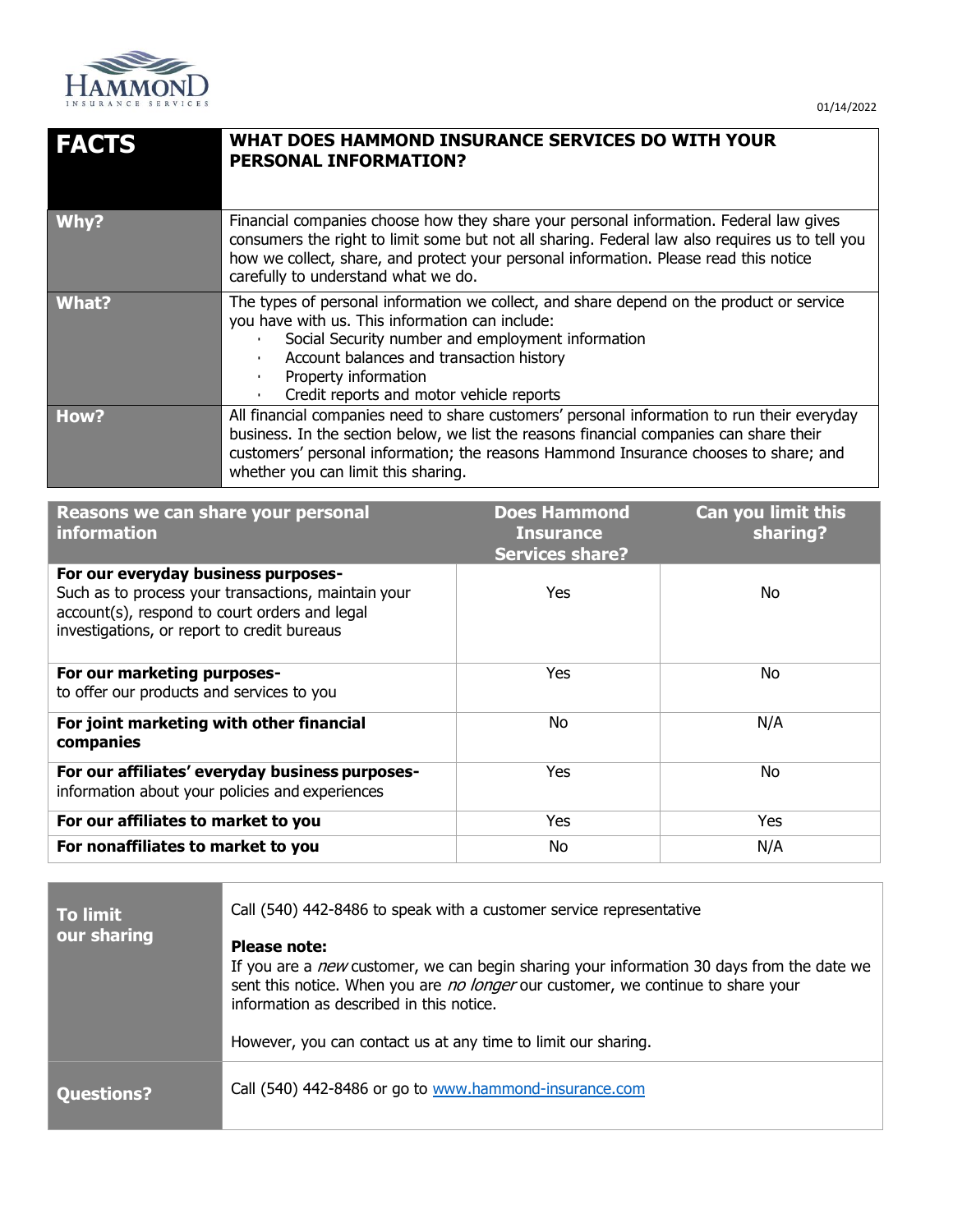01/14/2022

| FACTS | WHAT DOES HAMMOND INSURANCE SERVICES DO WITH YOUR PERSONAL INFORMATION? |
|---|---|
| **Why?** | Financial companies choose how they share your personal information. Federal law gives consumers the right to limit some but not all sharing. Federal law also requires us to tell you how we collect, share, and protect your personal information. Please read this notice carefully to understand what we do. |
| **What?** | The types of personal information we collect, and share depend on the product or service you have with us. This information can include: <br>• Social Security number and employment information <br>• Account balances and transaction history <br>• Property information <br>• Credit reports and motor vehicle reports |
| **How?** | All financial companies need to share customers' personal information to run their everyday business. In the section below, we list the reasons financial companies can share their customers' personal information; the reasons Hammond Insurance chooses to share; and whether you can limit this sharing. |

| Reasons we can share your personal information | Does Hammond Insurance Services share? | Can you limit this sharing? |
|---|---|---|
| **For our everyday business purposes-** Such as to process your transactions, maintain your account(s), respond to court orders and legal investigations, or report to credit bureaus | Yes | No |
| **For our marketing purposes-** to offer our products and services to you | Yes | No |
| **For joint marketing with other financial companies** | No | N/A |
| **For our affiliates' everyday business purposes-** information about your policies and experiences | Yes | No |
| **For our affiliates to market to you** | Yes | Yes |
| **For nonaffiliates to market to you** | No | N/A |

| | |
|---|---|
| **To limit our sharing** | Call (540) 442-8486 to speak with a customer service representative <br><br>**Please note:** <br>If you are a *new* customer, we can begin sharing your information 30 days from the date we sent this notice. When you are *no longer* our customer, we continue to share your information as described in this notice. <br><br>However, you can contact us at any time to limit our sharing. |
| **Questions?** | Call (540) 442-8486 or go to www.hammond-insurance.com |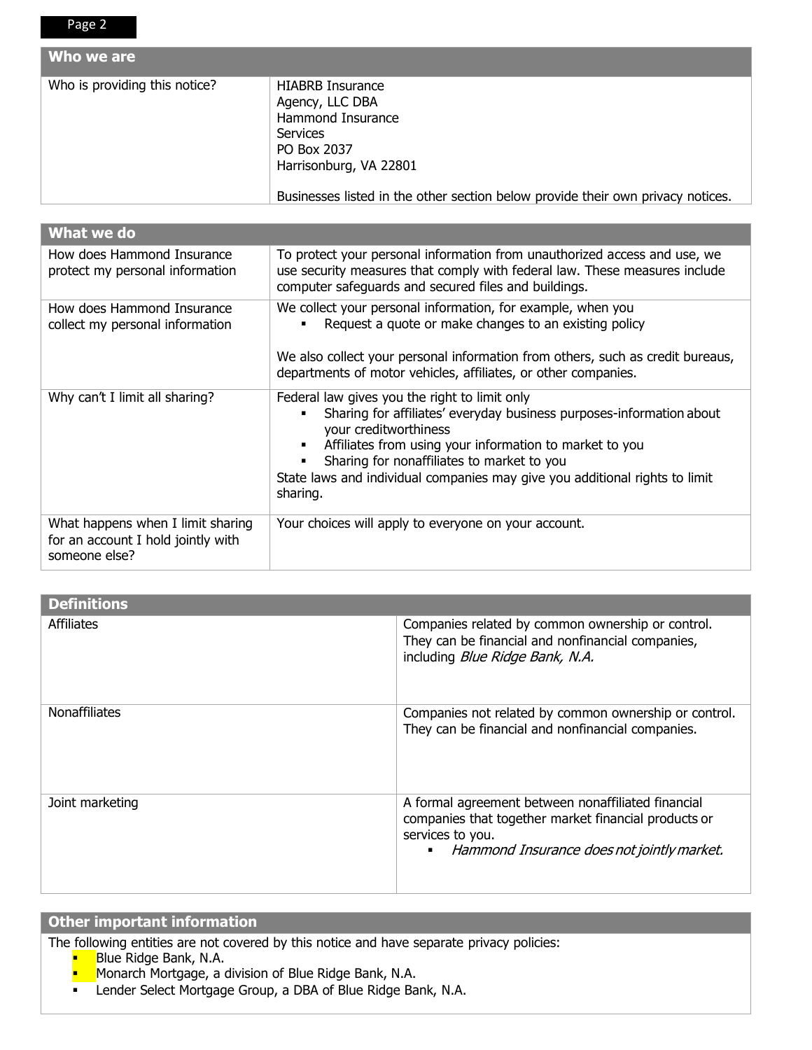| Who we are | |
|---|---|
| Who is providing this notice? | HIABRB Insurance Agency, LLC DBA Hammond Insurance Services PO Box 2037 Harrisonburg, VA 22801<br><br>Businesses listed in the other section below provide their own privacy notices. |

| What we do | |
|---|---|
| How does Hammond Insurance protect my personal information | To protect your personal information from unauthorized access and use, we use security measures that comply with federal law. These measures include computer safeguards and secured files and buildings. |
| How does Hammond Insurance collect my personal information | We collect your personal information, for example, when you<br>▪ Request a quote or make changes to an existing policy<br><br>We also collect your personal information from others, such as credit bureaus, departments of motor vehicles, affiliates, or other companies. |
| Why can't I limit all sharing? | Federal law gives you the right to limit only<br>▪ Sharing for affiliates' everyday business purposes-information about your creditworthiness<br>▪ Affiliates from using your information to market to you<br>▪ Sharing for nonaffiliates to market to you<br>State laws and individual companies may give you additional rights to limit sharing. |
| What happens when I limit sharing for an account I hold jointly with someone else? | Your choices will apply to everyone on your account. |

| Definitions | |
|---|---|
| Affiliates | Companies related by common ownership or control. They can be financial and nonfinancial companies, including *Blue Ridge Bank, N.A.* |
| Nonaffiliates | Companies not related by common ownership or control. They can be financial and nonfinancial companies. |
| Joint marketing | A formal agreement between nonaffiliated financial companies that together market financial products or services to you.<br>▪ *Hammond Insurance does not jointly market.* |

## Other important information

The following entities are not covered by this notice and have separate privacy policies:

- Blue Ridge Bank, N.A.
- Monarch Mortgage, a division of Blue Ridge Bank, N.A.
- Lender Select Mortgage Group, a DBA of Blue Ridge Bank, N.A.